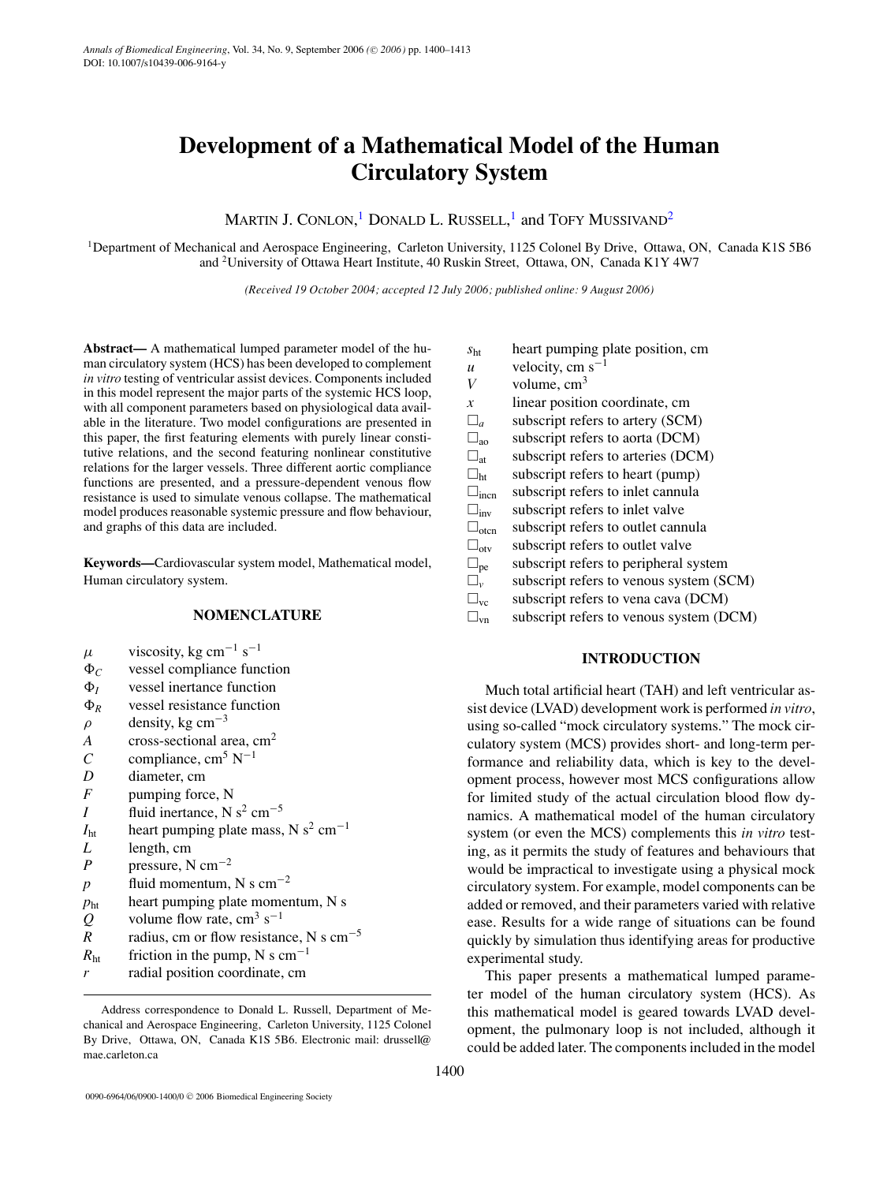# Development of a Mathematical Model of the Human Circulatory System

Martin J. Conlon,[1] Donald L. Russell,[1] and Tofy Mussivand[2]

[1]Department of Mechanical and Aerospace Engineering, Carleton University, 1125 Colonel By Drive, Ottawa, ON, Canada K1S 5B6 and [2]University of Ottawa Heart Institute, 40 Ruskin Street, Ottawa, ON, Canada K1Y 4W7

*(Received 19 October 2004; accepted 12 July 2006; published online: 9 August 2006)*

**Abstract—** A mathematical lumped parameter model of the human circulatory system (HCS) has been developed to complement *in vitro* testing of ventricular assist devices. Components included in this model represent the major parts of the systemic HCS loop, with all component parameters based on physiological data available in the literature. Two model configurations are presented in this paper, the first featuring elements with purely linear constitutive relations, and the second featuring nonlinear constitutive relations for the larger vessels. Three different aortic compliance functions are presented, and a pressure-dependent venous flow resistance is used to simulate venous collapse. The mathematical model produces reasonable systemic pressure and flow behaviour, and graphs of this data are included.

**Keywords—**Cardiovascular system model, Mathematical model, Human circulatory system.

## NOMENCLATURE

| | |
|---|---|
| $\mu$ | viscosity, kg cm$^{-1}$ s$^{-1}$ |
| $\Phi_C$ | vessel compliance function |
| $\Phi_I$ | vessel inertance function |
| $\Phi_R$ | vessel resistance function |
| $\rho$ | density, kg cm$^{-3}$ |
| $A$ | cross-sectional area, cm$^2$ |
| $C$ | compliance, cm$^5$ N$^{-1}$ |
| $D$ | diameter, cm |
| $F$ | pumping force, N |
| $I$ | fluid inertance, N s$^2$ cm$^{-5}$ |
| $I_{\text{ht}}$ | heart pumping plate mass, N s$^2$ cm$^{-1}$ |
| $L$ | length, cm |
| $P$ | pressure, N cm$^{-2}$ |
| $p$ | fluid momentum, N s cm$^{-2}$ |
| $p_{\text{ht}}$ | heart pumping plate momentum, N s |
| $Q$ | volume flow rate, cm$^3$ s$^{-1}$ |
| $R$ | radius, cm or flow resistance, N s cm$^{-5}$ |
| $R_{\text{ht}}$ | friction in the pump, N s cm$^{-1}$ |
| $r$ | radial position coordinate, cm |
| $s_{\text{ht}}$ | heart pumping plate position, cm |
| $u$ | velocity, cm s$^{-1}$ |
| $V$ | volume, cm$^3$ |
| $x$ | linear position coordinate, cm |
| $\square_a$ | subscript refers to artery (SCM) |
| $\square_{\text{ao}}$ | subscript refers to aorta (DCM) |
| $\square_{\text{at}}$ | subscript refers to arteries (DCM) |
| $\square_{\text{ht}}$ | subscript refers to heart (pump) |
| $\square_{\text{incn}}$ | subscript refers to inlet cannula |
| $\square_{\text{inv}}$ | subscript refers to inlet valve |
| $\square_{\text{otcn}}$ | subscript refers to outlet cannula |
| $\square_{\text{otv}}$ | subscript refers to outlet valve |
| $\square_{\text{pe}}$ | subscript refers to peripheral system |
| $\square_v$ | subscript refers to venous system (SCM) |
| $\square_{\text{vc}}$ | subscript refers to vena cava (DCM) |
| $\square_{\text{vn}}$ | subscript refers to venous system (DCM) |

Address correspondence to Donald L. Russell, Department of Mechanical and Aerospace Engineering, Carleton University, 1125 Colonel By Drive, Ottawa, ON, Canada K1S 5B6. Electronic mail: drussell@mae.carleton.ca

## INTRODUCTION

Much total artificial heart (TAH) and left ventricular assist device (LVAD) development work is performed *in vitro*, using so-called "mock circulatory systems." The mock circulatory system (MCS) provides short- and long-term performance and reliability data, which is key to the development process, however most MCS configurations allow for limited study of the actual circulation blood flow dynamics. A mathematical model of the human circulatory system (or even the MCS) complements this *in vitro* testing, as it permits the study of features and behaviours that would be impractical to investigate using a physical mock circulatory system. For example, model components can be added or removed, and their parameters varied with relative ease. Results for a wide range of situations can be found quickly by simulation thus identifying areas for productive experimental study.

This paper presents a mathematical lumped parameter model of the human circulatory system (HCS). As this mathematical model is geared towards LVAD development, the pulmonary loop is not included, although it could be added later. The components included in the model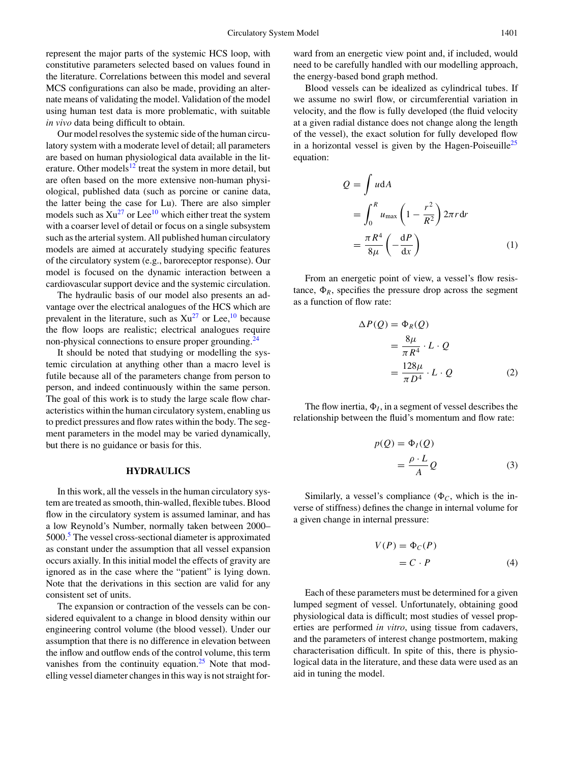represent the major parts of the systemic HCS loop, with constitutive parameters selected based on values found in the literature. Correlations between this model and several MCS configurations can also be made, providing an alternate means of validating the model. Validation of the model using human test data is more problematic, with suitable *in vivo* data being difficult to obtain.

Our model resolves the systemic side of the human circulatory system with a moderate level of detail; all parameters are based on human physiological data available in the literature. Other models[12] treat the system in more detail, but are often based on the more extensive non-human physiological, published data (such as porcine or canine data, the latter being the case for Lu). There are also simpler models such as Xu[27] or Lee[10] which either treat the system with a coarser level of detail or focus on a single subsystem such as the arterial system. All published human circulatory models are aimed at accurately studying specific features of the circulatory system (e.g., baroreceptor response). Our model is focused on the dynamic interaction between a cardiovascular support device and the systemic circulation.

The hydraulic basis of our model also presents an advantage over the electrical analogues of the HCS which are prevalent in the literature, such as Xu[27] or Lee,[10] because the flow loops are realistic; electrical analogues require non-physical connections to ensure proper grounding.[24]

It should be noted that studying or modelling the systemic circulation at anything other than a macro level is futile because all of the parameters change from person to person, and indeed continuously within the same person. The goal of this work is to study the large scale flow characteristics within the human circulatory system, enabling us to predict pressures and flow rates within the body. The segment parameters in the model may be varied dynamically, but there is no guidance or basis for this.

## HYDRAULICS

In this work, all the vessels in the human circulatory system are treated as smooth, thin-walled, flexible tubes. Blood flow in the circulatory system is assumed laminar, and has a low Reynold's Number, normally taken between 2000–5000.[5] The vessel cross-sectional diameter is approximated as constant under the assumption that all vessel expansion occurs axially. In this initial model the effects of gravity are ignored as in the case where the "patient" is lying down. Note that the derivations in this section are valid for any consistent set of units.

The expansion or contraction of the vessels can be considered equivalent to a change in blood density within our engineering control volume (the blood vessel). Under our assumption that there is no difference in elevation between the inflow and outflow ends of the control volume, this term vanishes from the continuity equation.[25] Note that modelling vessel diameter changes in this way is not straight forward from an energetic view point and, if included, would need to be carefully handled with our modelling approach, the energy-based bond graph method.

Blood vessels can be idealized as cylindrical tubes. If we assume no swirl flow, or circumferential variation in velocity, and the flow is fully developed (the fluid velocity at a given radial distance does not change along the length of the vessel), the exact solution for fully developed flow in a horizontal vessel is given by the Hagen-Poiseuille[25] equation:

$$
\begin{aligned}
Q &= \int u \, \mathrm{d}A \\
&= \int_0^R u_{\max} \left(1 - \frac{r^2}{R^2}\right) 2\pi r \, \mathrm{d}r \\
&= \frac{\pi R^4}{8\mu} \left(-\frac{\mathrm{d}P}{\mathrm{d}x}\right)
\end{aligned} \tag{1}
$$

From an energetic point of view, a vessel's flow resistance, $\Phi_R$, specifies the pressure drop across the segment as a function of flow rate:

$$
\begin{aligned}
\Delta P(Q) &= \Phi_R(Q) \\
&= \frac{8\mu}{\pi R^4} \cdot L \cdot Q \\
&= \frac{128\mu}{\pi D^4} \cdot L \cdot Q
\end{aligned} \tag{2}
$$

The flow inertia, $\Phi_I$, in a segment of vessel describes the relationship between the fluid's momentum and flow rate:

$$
\begin{aligned}
p(Q) &= \Phi_I(Q) \\
&= \frac{\rho \cdot L}{A} Q
\end{aligned} \tag{3}
$$

Similarly, a vessel's compliance ($\Phi_C$, which is the inverse of stiffness) defines the change in internal volume for a given change in internal pressure:

$$
\begin{aligned}
V(P) &= \Phi_C(P) \\
&= C \cdot P
\end{aligned} \tag{4}
$$

Each of these parameters must be determined for a given lumped segment of vessel. Unfortunately, obtaining good physiological data is difficult; most studies of vessel properties are performed *in vitro*, using tissue from cadavers, and the parameters of interest change postmortem, making characterisation difficult. In spite of this, there is physiological data in the literature, and these data were used as an aid in tuning the model.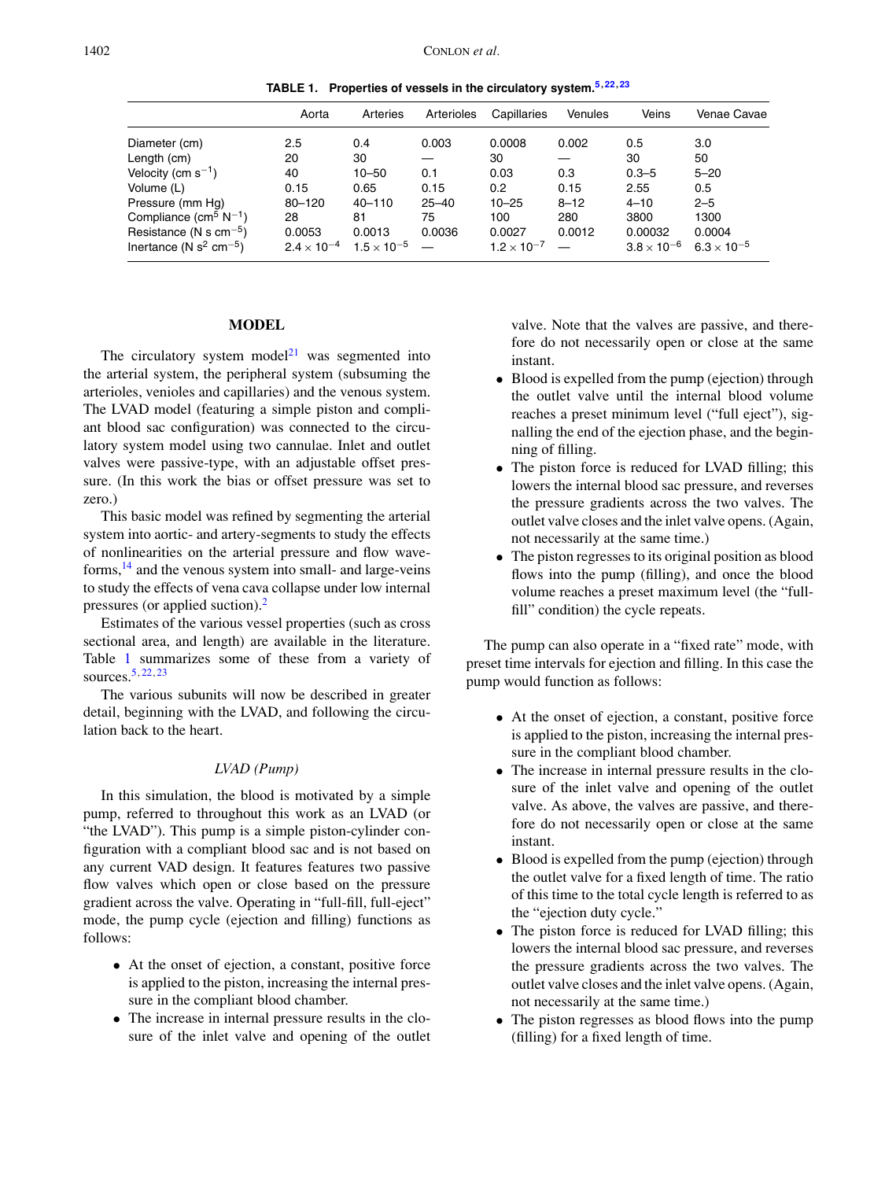**TABLE 1. Properties of vessels in the circulatory system.**[5,22,23]

| | Aorta | Arteries | Arterioles | Capillaries | Venules | Veins | Venae Cavae |
|---|---|---|---|---|---|---|---|
| Diameter (cm) | 2.5 | 0.4 | 0.003 | 0.0008 | 0.002 | 0.5 | 3.0 |
| Length (cm) | 20 | 30 | — | 30 | — | 30 | 50 |
| Velocity (cm $s^{-1}$) | 40 | 10–50 | 0.1 | 0.03 | 0.3 | 0.3–5 | 5–20 |
| Volume (L) | 0.15 | 0.65 | 0.15 | 0.2 | 0.15 | 2.55 | 0.5 |
| Pressure (mm Hg) | 80–120 | 40–110 | 25–40 | 10–25 | 8–12 | 4–10 | 2–5 |
| Compliance ($cm^5$ $N^{-1}$) | 28 | 81 | 75 | 100 | 280 | 3800 | 1300 |
| Resistance (N s $cm^{-5}$) | 0.0053 | 0.0013 | 0.0036 | 0.0027 | 0.0012 | 0.00032 | 0.0004 |
| Inertance (N $s^2$ $cm^{-5}$) | $2.4 \times 10^{-4}$ | $1.5 \times 10^{-5}$ | — | $1.2 \times 10^{-7}$ | — | $3.8 \times 10^{-6}$ | $6.3 \times 10^{-5}$ |

## MODEL

The circulatory system model[21] was segmented into the arterial system, the peripheral system (subsuming the arterioles, venioles and capillaries) and the venous system. The LVAD model (featuring a simple piston and compliant blood sac configuration) was connected to the circulatory system model using two cannulae. Inlet and outlet valves were passive-type, with an adjustable offset pressure. (In this work the bias or offset pressure was set to zero.)

This basic model was refined by segmenting the arterial system into aortic- and artery-segments to study the effects of nonlinearities on the arterial pressure and flow waveforms,[14] and the venous system into small- and large-veins to study the effects of vena cava collapse under low internal pressures (or applied suction).[2]

Estimates of the various vessel properties (such as cross sectional area, and length) are available in the literature. Table 1 summarizes some of these from a variety of sources.[5,22,23]

The various subunits will now be described in greater detail, beginning with the LVAD, and following the circulation back to the heart.

### *LVAD (Pump)*

In this simulation, the blood is motivated by a simple pump, referred to throughout this work as an LVAD (or "the LVAD"). This pump is a simple piston-cylinder configuration with a compliant blood sac and is not based on any current VAD design. It features features two passive flow valves which open or close based on the pressure gradient across the valve. Operating in "full-fill, full-eject" mode, the pump cycle (ejection and filling) functions as follows:

- At the onset of ejection, a constant, positive force is applied to the piston, increasing the internal pressure in the compliant blood chamber.
- The increase in internal pressure results in the closure of the inlet valve and opening of the outlet valve. Note that the valves are passive, and therefore do not necessarily open or close at the same instant.
- Blood is expelled from the pump (ejection) through the outlet valve until the internal blood volume reaches a preset minimum level ("full eject"), signalling the end of the ejection phase, and the beginning of filling.
- The piston force is reduced for LVAD filling; this lowers the internal blood sac pressure, and reverses the pressure gradients across the two valves. The outlet valve closes and the inlet valve opens. (Again, not necessarily at the same time.)
- The piston regresses to its original position as blood flows into the pump (filling), and once the blood volume reaches a preset maximum level (the "full-fill" condition) the cycle repeats.

The pump can also operate in a "fixed rate" mode, with preset time intervals for ejection and filling. In this case the pump would function as follows:

- At the onset of ejection, a constant, positive force is applied to the piston, increasing the internal pressure in the compliant blood chamber.
- The increase in internal pressure results in the closure of the inlet valve and opening of the outlet valve. As above, the valves are passive, and therefore do not necessarily open or close at the same instant.
- Blood is expelled from the pump (ejection) through the outlet valve for a fixed length of time. The ratio of this time to the total cycle length is referred to as the "ejection duty cycle."
- The piston force is reduced for LVAD filling; this lowers the internal blood sac pressure, and reverses the pressure gradients across the two valves. The outlet valve closes and the inlet valve opens. (Again, not necessarily at the same time.)
- The piston regresses as blood flows into the pump (filling) for a fixed length of time.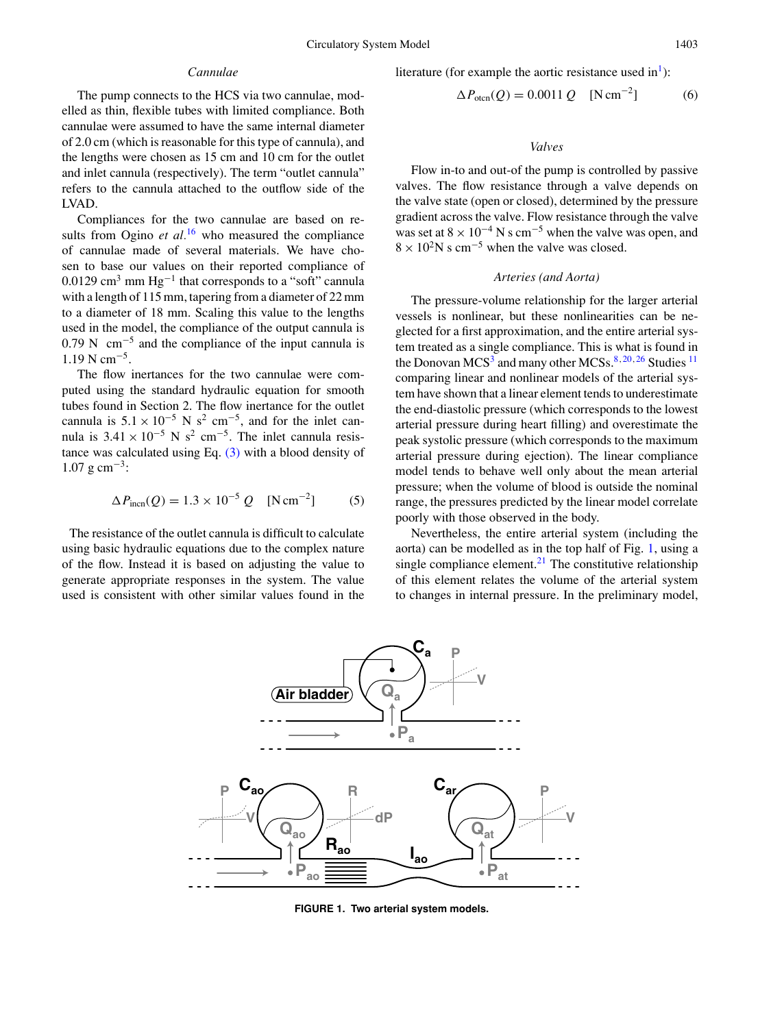### Cannulae

The pump connects to the HCS via two cannulae, modelled as thin, flexible tubes with limited compliance. Both cannulae were assumed to have the same internal diameter of 2.0 cm (which is reasonable for this type of cannula), and the lengths were chosen as 15 cm and 10 cm for the outlet and inlet cannula (respectively). The term "outlet cannula" refers to the cannula attached to the outflow side of the LVAD.

Compliances for the two cannulae are based on results from Ogino *et al.*[16] who measured the compliance of cannulae made of several materials. We have chosen to base our values on their reported compliance of 0.0129 $cm^3$ mm $Hg^{-1}$ that corresponds to a "soft" cannula with a length of 115 mm, tapering from a diameter of 22 mm to a diameter of 18 mm. Scaling this value to the lengths used in the model, the compliance of the output cannula is 0.79 N $cm^{-5}$ and the compliance of the input cannula is 1.19 N $cm^{-5}$.

The flow inertances for the two cannulae were computed using the standard hydraulic equation for smooth tubes found in Section 2. The flow inertance for the outlet cannula is $5.1 \times 10^{-5}$ N $s^2$ $cm^{-5}$, and for the inlet cannula is $3.41 \times 10^{-5}$ N $s^2$ $cm^{-5}$. The inlet cannula resistance was calculated using Eq. (3) with a blood density of 1.07 g $cm^{-3}$:

$$\Delta P_{\text{incn}}(Q) = 1.3 \times 10^{-5}\, Q \quad [\text{N cm}^{-2}] \tag{5}$$

The resistance of the outlet cannula is difficult to calculate using basic hydraulic equations due to the complex nature of the flow. Instead it is based on adjusting the value to generate appropriate responses in the system. The value used is consistent with other similar values found in the literature (for example the aortic resistance used in[1]):

$$\Delta P_{\text{otcn}}(Q) = 0.0011\, Q \quad [\text{N cm}^{-2}] \tag{6}$$

### Valves

Flow in-to and out-of the pump is controlled by passive valves. The flow resistance through a valve depends on the valve state (open or closed), determined by the pressure gradient across the valve. Flow resistance through the valve was set at $8 \times 10^{-4}$ N s $cm^{-5}$ when the valve was open, and $8 \times 10^{2}$N s $cm^{-5}$ when the valve was closed.

### Arteries (and Aorta)

The pressure-volume relationship for the larger arterial vessels is nonlinear, but these nonlinearities can be neglected for a first approximation, and the entire arterial system treated as a single compliance. This is what is found in the Donovan MCS[3] and many other MCSs.[8,20,26] Studies [11] comparing linear and nonlinear models of the arterial system have shown that a linear element tends to underestimate the end-diastolic pressure (which corresponds to the lowest arterial pressure during heart filling) and overestimate the peak systolic pressure (which corresponds to the maximum arterial pressure during ejection). The linear compliance model tends to behave well only about the mean arterial pressure; when the volume of blood is outside the nominal range, the pressures predicted by the linear model correlate poorly with those observed in the body.

Nevertheless, the entire arterial system (including the aorta) can be modelled as in the top half of Fig. 1, using a single compliance element.[21] The constitutive relationship of this element relates the volume of the arterial system to changes in internal pressure. In the preliminary model,

**FIGURE 1. Two arterial system models.**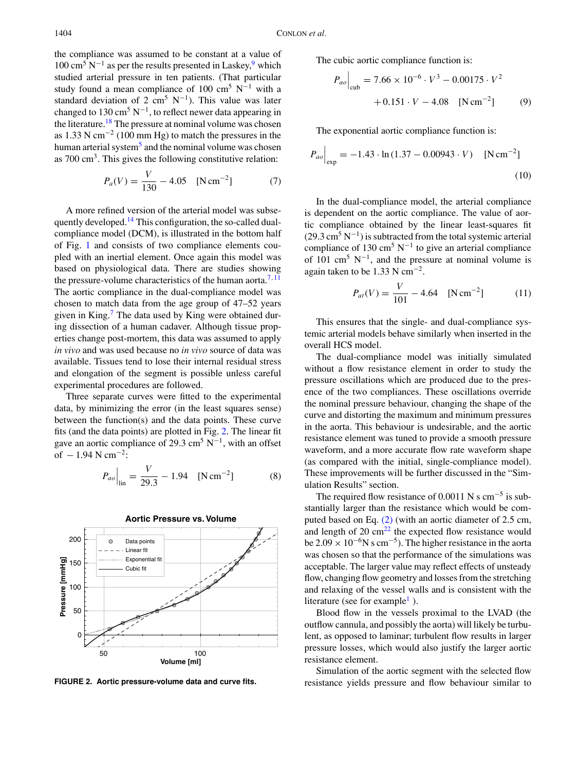the compliance was assumed to be constant at a value of 100 $cm^5$ $N^{-1}$ as per the results presented in Laskey,[9] which studied arterial pressure in ten patients. (That particular study found a mean compliance of 100 $cm^5$ $N^{-1}$ with a standard deviation of 2 $cm^5$ $N^{-1}$). This value was later changed to 130 $cm^5$ $N^{-1}$, to reflect newer data appearing in the literature.[18] The pressure at nominal volume was chosen as 1.33 N $cm^{-2}$ (100 mm Hg) to match the pressures in the human arterial system[5] and the nominal volume was chosen as 700 $cm^3$. This gives the following constitutive relation:

$$P_a(V) = \frac{V}{130} - 4.05 \quad [\text{N cm}^{-2}] \tag{7}$$

A more refined version of the arterial model was subsequently developed.[14] This configuration, the so-called dual-compliance model (DCM), is illustrated in the bottom half of Fig. 1 and consists of two compliance elements coupled with an inertial element. Once again this model was based on physiological data. There are studies showing the pressure-volume characteristics of the human aorta.[7,11] The aortic compliance in the dual-compliance model was chosen to match data from the age group of 47–52 years given in King.[7] The data used by King were obtained during dissection of a human cadaver. Although tissue properties change post-mortem, this data was assumed to apply *in vivo* and was used because no *in vivo* source of data was available. Tissues tend to lose their internal residual stress and elongation of the segment is possible unless careful experimental procedures are followed.

Three separate curves were fitted to the experimental data, by minimizing the error (in the least squares sense) between the function(s) and the data points. These curve fits (and the data points) are plotted in Fig. 2. The linear fit gave an aortic compliance of 29.3 $cm^5$ $N^{-1}$, with an offset of $-1.94$ N $cm^{-2}$:

$$P_{ao}\Big|_{\text{lin}} = \frac{V}{29.3} - 1.94 \quad [\text{N cm}^{-2}] \tag{8}$$

**FIGURE 2. Aortic pressure-volume data and curve fits.**

The cubic aortic compliance function is:

$$P_{ao}\Big|_{\text{cub}} = 7.66 \times 10^{-6} \cdot V^3 - 0.00175 \cdot V^2 + 0.151 \cdot V - 4.08 \quad [\text{N cm}^{-2}] \tag{9}$$

The exponential aortic compliance function is:

$$P_{ao}\Big|_{\text{exp}} = -1.43 \cdot \ln(1.37 - 0.00943 \cdot V) \quad [\text{N cm}^{-2}] \tag{10}$$

In the dual-compliance model, the arterial compliance is dependent on the aortic compliance. The value of aortic compliance obtained by the linear least-squares fit (29.3 $cm^5$ $N^{-1}$) is subtracted from the total systemic arterial compliance of 130 $cm^5$ $N^{-1}$ to give an arterial compliance of 101 $cm^5$ $N^{-1}$, and the pressure at nominal volume is again taken to be 1.33 N $cm^{-2}$.

$$P_{at}(V) = \frac{V}{101} - 4.64 \quad [\text{N cm}^{-2}] \tag{11}$$

This ensures that the single- and dual-compliance systemic arterial models behave similarly when inserted in the overall HCS model.

The dual-compliance model was initially simulated without a flow resistance element in order to study the pressure oscillations which are produced due to the presence of the two compliances. These oscillations override the nominal pressure behaviour, changing the shape of the curve and distorting the maximum and minimum pressures in the aorta. This behaviour is undesirable, and the aortic resistance element was tuned to provide a smooth pressure waveform, and a more accurate flow rate waveform shape (as compared with the initial, single-compliance model). These improvements will be further discussed in the "Simulation Results" section.

The required flow resistance of 0.0011 N s $cm^{-5}$ is substantially larger than the resistance which would be computed based on Eq. (2) (with an aortic diameter of 2.5 cm, and length of 20 cm[22] the expected flow resistance would be $2.09 \times 10^{-6}$N s $cm^{-5}$). The higher resistance in the aorta was chosen so that the performance of the simulations was acceptable. The larger value may reflect effects of unsteady flow, changing flow geometry and losses from the stretching and relaxing of the vessel walls and is consistent with the literature (see for example[1] ).

Blood flow in the vessels proximal to the LVAD (the outflow cannula, and possibly the aorta) will likely be turbulent, as opposed to laminar; turbulent flow results in larger pressure losses, which would also justify the larger aortic resistance element.

Simulation of the aortic segment with the selected flow resistance yields pressure and flow behaviour similar to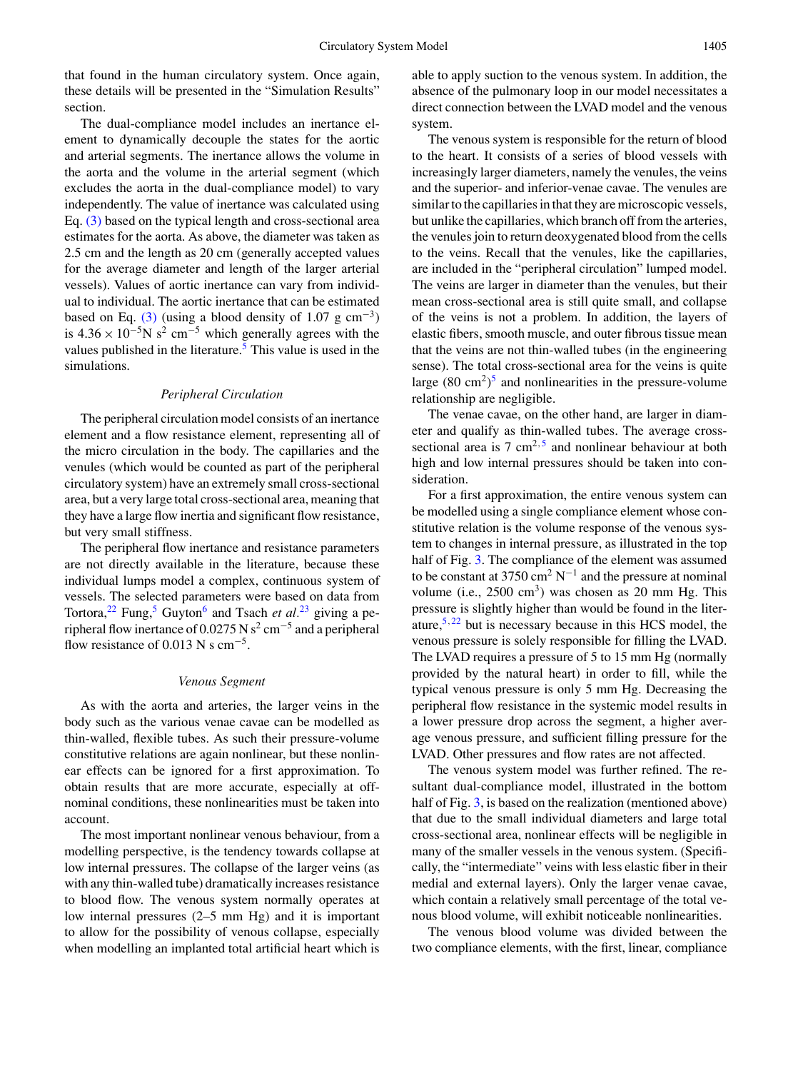that found in the human circulatory system. Once again, these details will be presented in the "Simulation Results" section.

The dual-compliance model includes an inertance element to dynamically decouple the states for the aortic and arterial segments. The inertance allows the volume in the aorta and the volume in the arterial segment (which excludes the aorta in the dual-compliance model) to vary independently. The value of inertance was calculated using Eq. (3) based on the typical length and cross-sectional area estimates for the aorta. As above, the diameter was taken as 2.5 cm and the length as 20 cm (generally accepted values for the average diameter and length of the larger arterial vessels). Values of aortic inertance can vary from individual to individual. The aortic inertance that can be estimated based on Eq. (3) (using a blood density of 1.07 g $\text{cm}^{-3}$) is $4.36 \times 10^{-5}$N $\text{s}^2$ $\text{cm}^{-5}$ which generally agrees with the values published in the literature.[5] This value is used in the simulations.

### *Peripheral Circulation*

The peripheral circulation model consists of an inertance element and a flow resistance element, representing all of the micro circulation in the body. The capillaries and the venules (which would be counted as part of the peripheral circulatory system) have an extremely small cross-sectional area, but a very large total cross-sectional area, meaning that they have a large flow inertia and significant flow resistance, but very small stiffness.

The peripheral flow inertance and resistance parameters are not directly available in the literature, because these individual lumps model a complex, continuous system of vessels. The selected parameters were based on data from Tortora,[22] Fung,[5] Guyton[6] and Tsach *et al.*[23] giving a peripheral flow inertance of 0.0275 N $\text{s}^2$ $\text{cm}^{-5}$ and a peripheral flow resistance of 0.013 N s $\text{cm}^{-5}$.

### *Venous Segment*

As with the aorta and arteries, the larger veins in the body such as the various venae cavae can be modelled as thin-walled, flexible tubes. As such their pressure-volume constitutive relations are again nonlinear, but these nonlinear effects can be ignored for a first approximation. To obtain results that are more accurate, especially at off-nominal conditions, these nonlinearities must be taken into account.

The most important nonlinear venous behaviour, from a modelling perspective, is the tendency towards collapse at low internal pressures. The collapse of the larger veins (as with any thin-walled tube) dramatically increases resistance to blood flow. The venous system normally operates at low internal pressures (2–5 mm Hg) and it is important to allow for the possibility of venous collapse, especially when modelling an implanted total artificial heart which is able to apply suction to the venous system. In addition, the absence of the pulmonary loop in our model necessitates a direct connection between the LVAD model and the venous system.

The venous system is responsible for the return of blood to the heart. It consists of a series of blood vessels with increasingly larger diameters, namely the venules, the veins and the superior- and inferior-venae cavae. The venules are similar to the capillaries in that they are microscopic vessels, but unlike the capillaries, which branch off from the arteries, the venules join to return deoxygenated blood from the cells to the veins. Recall that the venules, like the capillaries, are included in the "peripheral circulation" lumped model. The veins are larger in diameter than the venules, but their mean cross-sectional area is still quite small, and collapse of the veins is not a problem. In addition, the layers of elastic fibers, smooth muscle, and outer fibrous tissue mean that the veins are not thin-walled tubes (in the engineering sense). The total cross-sectional area for the veins is quite large (80 $\text{cm}^2$)[5] and nonlinearities in the pressure-volume relationship are negligible.

The venae cavae, on the other hand, are larger in diameter and qualify as thin-walled tubes. The average cross-sectional area is 7 $\text{cm}^2$,[5] and nonlinear behaviour at both high and low internal pressures should be taken into consideration.

For a first approximation, the entire venous system can be modelled using a single compliance element whose constitutive relation is the volume response of the venous system to changes in internal pressure, as illustrated in the top half of Fig. 3. The compliance of the element was assumed to be constant at 3750 $\text{cm}^2$ $\text{N}^{-1}$ and the pressure at nominal volume (i.e., 2500 $\text{cm}^3$) was chosen as 20 mm Hg. This pressure is slightly higher than would be found in the literature,[5,22] but is necessary because in this HCS model, the venous pressure is solely responsible for filling the LVAD. The LVAD requires a pressure of 5 to 15 mm Hg (normally provided by the natural heart) in order to fill, while the typical venous pressure is only 5 mm Hg. Decreasing the peripheral flow resistance in the systemic model results in a lower pressure drop across the segment, a higher average venous pressure, and sufficient filling pressure for the LVAD. Other pressures and flow rates are not affected.

The venous system model was further refined. The resultant dual-compliance model, illustrated in the bottom half of Fig. 3, is based on the realization (mentioned above) that due to the small individual diameters and large total cross-sectional area, nonlinear effects will be negligible in many of the smaller vessels in the venous system. (Specifically, the "intermediate" veins with less elastic fiber in their medial and external layers). Only the larger venae cavae, which contain a relatively small percentage of the total venous blood volume, will exhibit noticeable nonlinearities.

The venous blood volume was divided between the two compliance elements, with the first, linear, compliance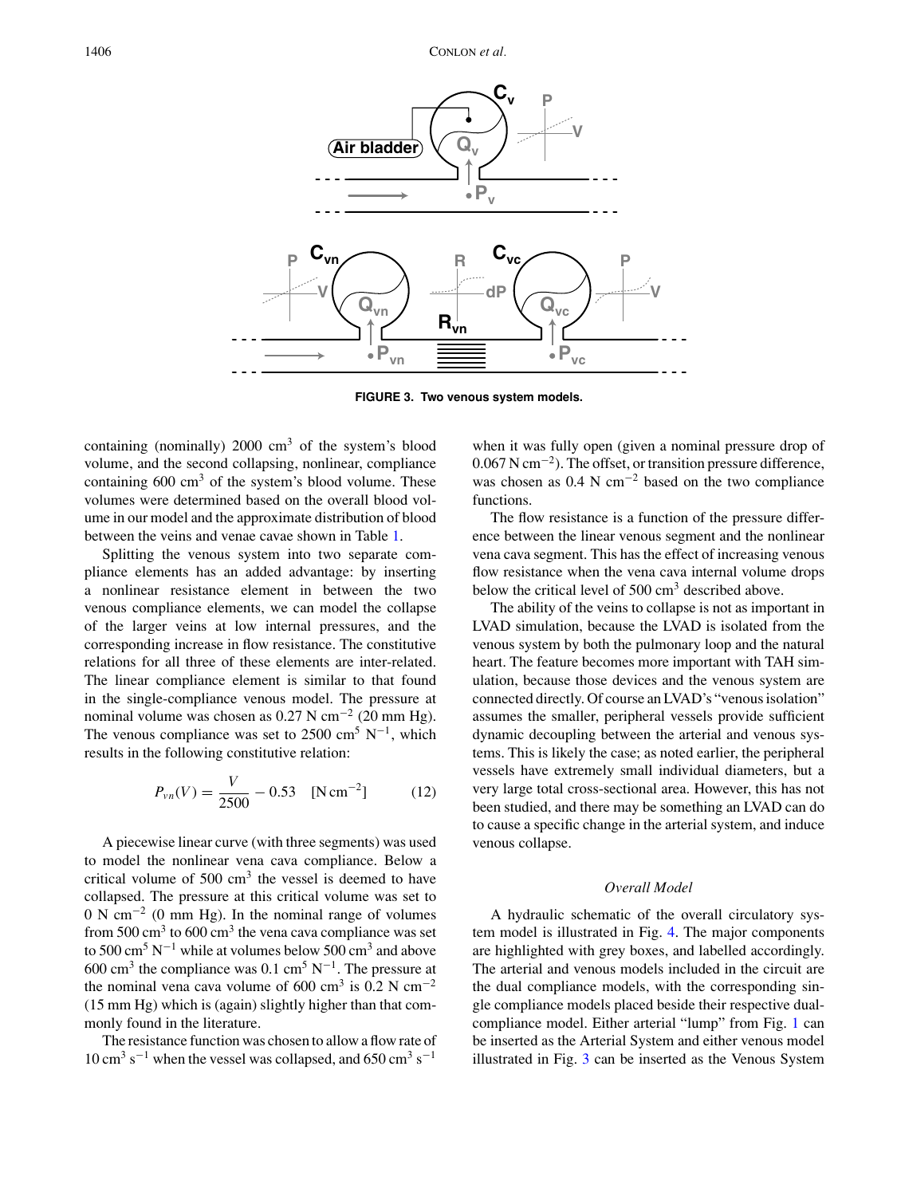FIGURE 3. Two venous system models.

containing (nominally) 2000 cm$^3$ of the system's blood volume, and the second collapsing, nonlinear, compliance containing 600 cm$^3$ of the system's blood volume. These volumes were determined based on the overall blood volume in our model and the approximate distribution of blood between the veins and venae cavae shown in Table 1.

Splitting the venous system into two separate compliance elements has an added advantage: by inserting a nonlinear resistance element in between the two venous compliance elements, we can model the collapse of the larger veins at low internal pressures, and the corresponding increase in flow resistance. The constitutive relations for all three of these elements are inter-related. The linear compliance element is similar to that found in the single-compliance venous model. The pressure at nominal volume was chosen as 0.27 N cm$^{-2}$ (20 mm Hg). The venous compliance was set to 2500 cm$^5$ N$^{-1}$, which results in the following constitutive relation:

$$P_{vn}(V) = \frac{V}{2500} - 0.53 \quad [\mathrm{N\,cm^{-2}}] \tag{12}$$

A piecewise linear curve (with three segments) was used to model the nonlinear vena cava compliance. Below a critical volume of 500 cm$^3$ the vessel is deemed to have collapsed. The pressure at this critical volume was set to 0 N cm$^{-2}$ (0 mm Hg). In the nominal range of volumes from 500 cm$^3$ to 600 cm$^3$ the vena cava compliance was set to 500 cm$^5$ N$^{-1}$ while at volumes below 500 cm$^3$ and above 600 cm$^3$ the compliance was 0.1 cm$^5$ N$^{-1}$. The pressure at the nominal vena cava volume of 600 cm$^3$ is 0.2 N cm$^{-2}$ (15 mm Hg) which is (again) slightly higher than that commonly found in the literature.

The resistance function was chosen to allow a flow rate of 10 cm$^3$ s$^{-1}$ when the vessel was collapsed, and 650 cm$^3$ s$^{-1}$ when it was fully open (given a nominal pressure drop of 0.067 N cm$^{-2}$). The offset, or transition pressure difference, was chosen as 0.4 N cm$^{-2}$ based on the two compliance functions.

The flow resistance is a function of the pressure difference between the linear venous segment and the nonlinear vena cava segment. This has the effect of increasing venous flow resistance when the vena cava internal volume drops below the critical level of 500 cm$^3$ described above.

The ability of the veins to collapse is not as important in LVAD simulation, because the LVAD is isolated from the venous system by both the pulmonary loop and the natural heart. The feature becomes more important with TAH simulation, because those devices and the venous system are connected directly. Of course an LVAD's "venous isolation" assumes the smaller, peripheral vessels provide sufficient dynamic decoupling between the arterial and venous systems. This is likely the case; as noted earlier, the peripheral vessels have extremely small individual diameters, but a very large total cross-sectional area. However, this has not been studied, and there may be something an LVAD can do to cause a specific change in the arterial system, and induce venous collapse.

### *Overall Model*

A hydraulic schematic of the overall circulatory system model is illustrated in Fig. 4. The major components are highlighted with grey boxes, and labelled accordingly. The arterial and venous models included in the circuit are the dual compliance models, with the corresponding single compliance models placed beside their respective dual-compliance model. Either arterial "lump" from Fig. 1 can be inserted as the Arterial System and either venous model illustrated in Fig. 3 can be inserted as the Venous System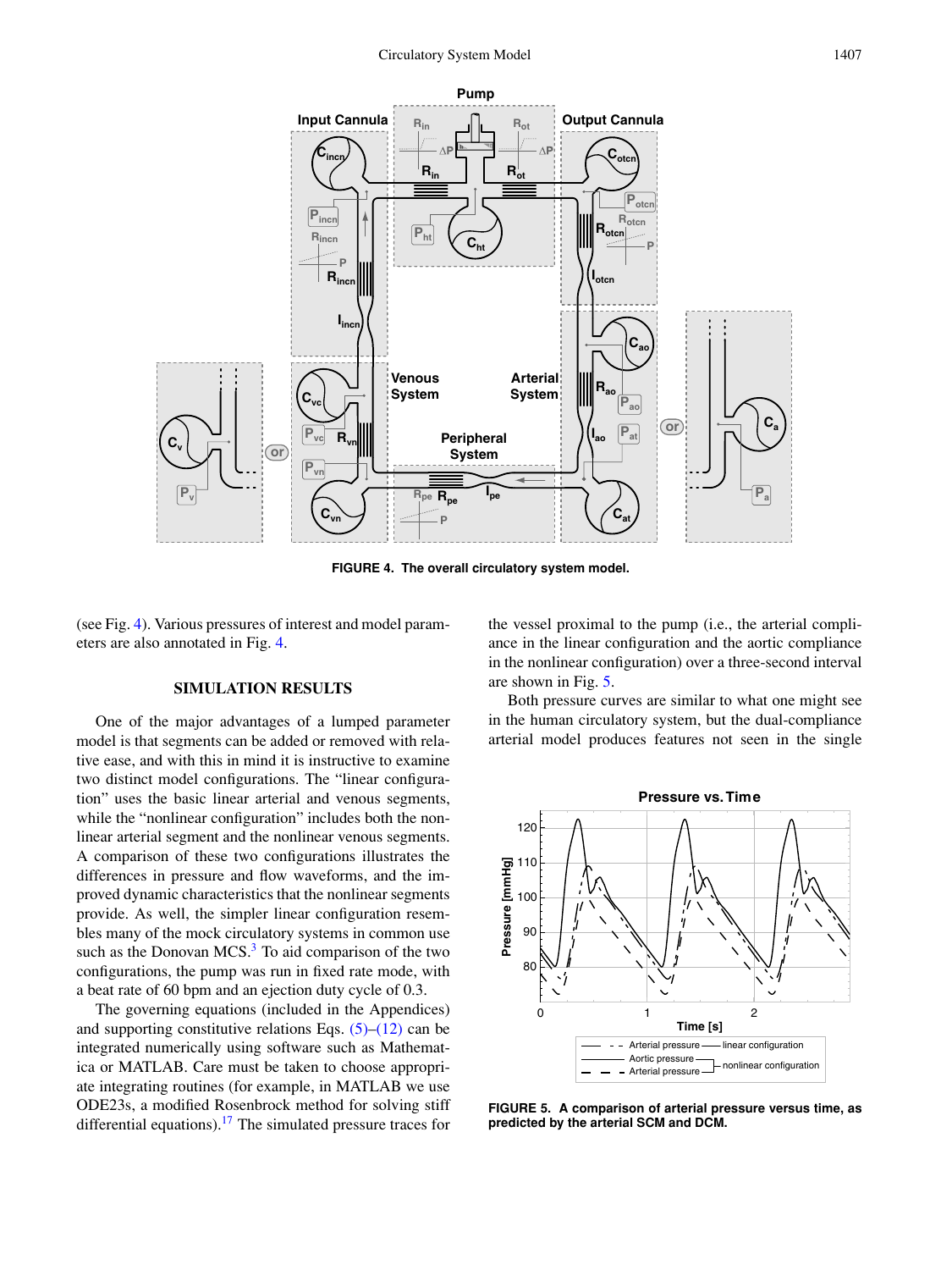FIGURE 4. The overall circulatory system model.

(see Fig. 4). Various pressures of interest and model parameters are also annotated in Fig. 4.

## SIMULATION RESULTS

One of the major advantages of a lumped parameter model is that segments can be added or removed with relative ease, and with this in mind it is instructive to examine two distinct model configurations. The "linear configuration" uses the basic linear arterial and venous segments, while the "nonlinear configuration" includes both the nonlinear arterial segment and the nonlinear venous segments. A comparison of these two configurations illustrates the differences in pressure and flow waveforms, and the improved dynamic characteristics that the nonlinear segments provide. As well, the simpler linear configuration resembles many of the mock circulatory systems in common use such as the Donovan MCS.[3] To aid comparison of the two configurations, the pump was run in fixed rate mode, with a beat rate of 60 bpm and an ejection duty cycle of 0.3.

The governing equations (included in the Appendices) and supporting constitutive relations Eqs. (5)–(12) can be integrated numerically using software such as Mathematica or MATLAB. Care must be taken to choose appropriate integrating routines (for example, in MATLAB we use ODE23s, a modified Rosenbrock method for solving stiff differential equations).[17] The simulated pressure traces for the vessel proximal to the pump (i.e., the arterial compliance in the linear configuration and the aortic compliance in the nonlinear configuration) over a three-second interval are shown in Fig. 5.

Both pressure curves are similar to what one might see in the human circulatory system, but the dual-compliance arterial model produces features not seen in the single

FIGURE 5. A comparison of arterial pressure versus time, as predicted by the arterial SCM and DCM.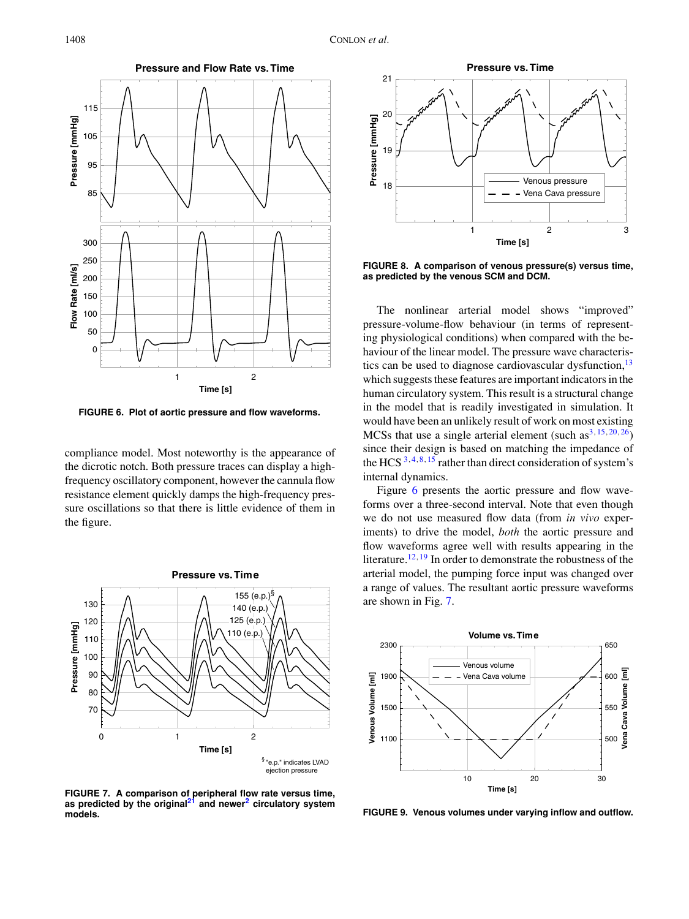FIGURE 6. Plot of aortic pressure and flow waveforms.

compliance model. Most noteworthy is the appearance of the dicrotic notch. Both pressure traces can display a high-frequency oscillatory component, however the cannula flow resistance element quickly damps the high-frequency pressure oscillations so that there is little evidence of them in the figure.

FIGURE 7. A comparison of peripheral flow rate versus time, as predicted by the original[21] and newer[2] circulatory system models.

FIGURE 8. A comparison of venous pressure(s) versus time, as predicted by the venous SCM and DCM.

The nonlinear arterial model shows "improved" pressure-volume-flow behaviour (in terms of representing physiological conditions) when compared with the behaviour of the linear model. The pressure wave characteristics can be used to diagnose cardiovascular dysfunction,[13] which suggests these features are important indicators in the human circulatory system. This result is a structural change in the model that is readily investigated in simulation. It would have been an unlikely result of work on most existing MCSs that use a single arterial element (such as[3,15,20,26]) since their design is based on matching the impedance of the HCS [3,4,8,15] rather than direct consideration of system's internal dynamics.

Figure 6 presents the aortic pressure and flow waveforms over a three-second interval. Note that even though we do not use measured flow data (from *in vivo* experiments) to drive the model, *both* the aortic pressure and flow waveforms agree well with results appearing in the literature.[12,19] In order to demonstrate the robustness of the arterial model, the pumping force input was changed over a range of values. The resultant aortic pressure waveforms are shown in Fig. 7.

FIGURE 9. Venous volumes under varying inflow and outflow.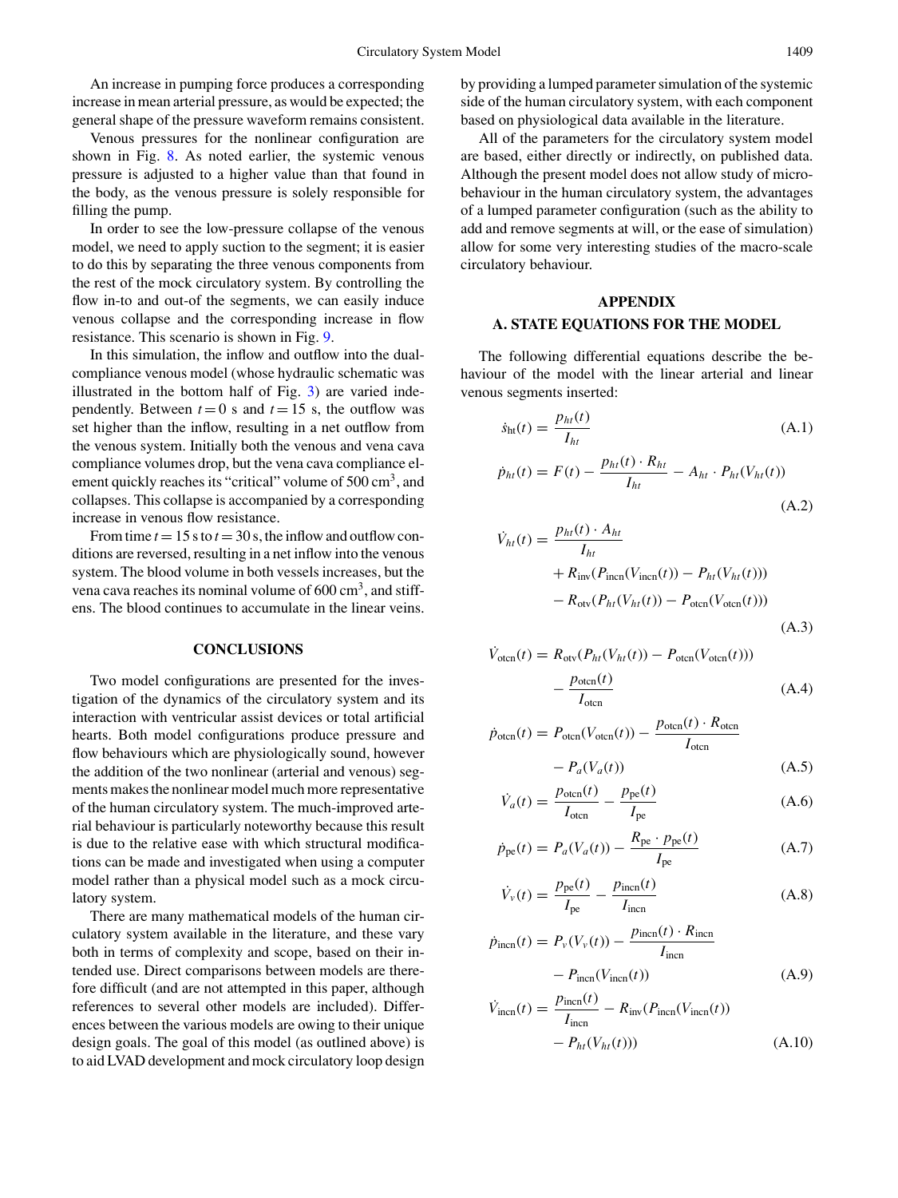An increase in pumping force produces a corresponding increase in mean arterial pressure, as would be expected; the general shape of the pressure waveform remains consistent.

Venous pressures for the nonlinear configuration are shown in Fig. 8. As noted earlier, the systemic venous pressure is adjusted to a higher value than that found in the body, as the venous pressure is solely responsible for filling the pump.

In order to see the low-pressure collapse of the venous model, we need to apply suction to the segment; it is easier to do this by separating the three venous components from the rest of the mock circulatory system. By controlling the flow in-to and out-of the segments, we can easily induce venous collapse and the corresponding increase in flow resistance. This scenario is shown in Fig. 9.

In this simulation, the inflow and outflow into the dual-compliance venous model (whose hydraulic schematic was illustrated in the bottom half of Fig. 3) are varied independently. Between $t = 0$ s and $t = 15$ s, the outflow was set higher than the inflow, resulting in a net outflow from the venous system. Initially both the venous and vena cava compliance volumes drop, but the vena cava compliance element quickly reaches its "critical" volume of 500 $\text{cm}^3$, and collapses. This collapse is accompanied by a corresponding increase in venous flow resistance.

From time $t = 15$ s to $t = 30$ s, the inflow and outflow conditions are reversed, resulting in a net inflow into the venous system. The blood volume in both vessels increases, but the vena cava reaches its nominal volume of 600 $\text{cm}^3$, and stiffens. The blood continues to accumulate in the linear veins.

## CONCLUSIONS

Two model configurations are presented for the investigation of the dynamics of the circulatory system and its interaction with ventricular assist devices or total artificial hearts. Both model configurations produce pressure and flow behaviours which are physiologically sound, however the addition of the two nonlinear (arterial and venous) segments makes the nonlinear model much more representative of the human circulatory system. The much-improved arterial behaviour is particularly noteworthy because this result is due to the relative ease with which structural modifications can be made and investigated when using a computer model rather than a physical model such as a mock circulatory system.

There are many mathematical models of the human circulatory system available in the literature, and these vary both in terms of complexity and scope, based on their intended use. Direct comparisons between models are therefore difficult (and are not attempted in this paper, although references to several other models are included). Differences between the various models are owing to their unique design goals. The goal of this model (as outlined above) is to aid LVAD development and mock circulatory loop design by providing a lumped parameter simulation of the systemic side of the human circulatory system, with each component based on physiological data available in the literature.

All of the parameters for the circulatory system model are based, either directly or indirectly, on published data. Although the present model does not allow study of micro-behaviour in the human circulatory system, the advantages of a lumped parameter configuration (such as the ability to add and remove segments at will, or the ease of simulation) allow for some very interesting studies of the macro-scale circulatory behaviour.

## APPENDIX

### A. STATE EQUATIONS FOR THE MODEL

The following differential equations describe the behaviour of the model with the linear arterial and linear venous segments inserted:

$$\dot{s}_{\text{ht}}(t) = \frac{p_{ht}(t)}{I_{ht}} \tag{A.1}$$

$$\dot{p}_{ht}(t) = F(t) - \frac{p_{ht}(t) \cdot R_{ht}}{I_{ht}} - A_{ht} \cdot P_{ht}(V_{ht}(t)) \tag{A.2}$$

$$\begin{aligned}\dot{V}_{ht}(t) = {} & \frac{p_{ht}(t) \cdot A_{ht}}{I_{ht}} \\ & + R_{\text{inv}}(P_{\text{incn}}(V_{\text{incn}}(t)) - P_{ht}(V_{ht}(t))) \\ & - R_{\text{otv}}(P_{ht}(V_{ht}(t)) - P_{\text{otcn}}(V_{\text{otcn}}(t)))\end{aligned} \tag{A.3}$$

$$\dot{V}_{\text{otcn}}(t) = R_{\text{otv}}(P_{ht}(V_{ht}(t)) - P_{\text{otcn}}(V_{\text{otcn}}(t))) - \frac{p_{\text{otcn}}(t)}{I_{\text{otcn}}} \tag{A.4}$$

$$\dot{p}_{\text{otcn}}(t) = P_{\text{otcn}}(V_{\text{otcn}}(t)) - \frac{p_{\text{otcn}}(t) \cdot R_{\text{otcn}}}{I_{\text{otcn}}} - P_a(V_a(t)) \tag{A.5}$$

$$\dot{V}_a(t) = \frac{p_{\text{otcn}}(t)}{I_{\text{otcn}}} - \frac{p_{\text{pe}}(t)}{I_{\text{pe}}} \tag{A.6}$$

$$\dot{p}_{\text{pe}}(t) = P_a(V_a(t)) - \frac{R_{\text{pe}} \cdot p_{\text{pe}}(t)}{I_{\text{pe}}} \tag{A.7}$$

$$\dot{V}_v(t) = \frac{p_{\text{pe}}(t)}{I_{\text{pe}}} - \frac{p_{\text{incn}}(t)}{I_{\text{incn}}} \tag{A.8}$$

$$\dot{p}_{\text{incn}}(t) = P_v(V_v(t)) - \frac{p_{\text{incn}}(t) \cdot R_{\text{incn}}}{I_{\text{incn}}} - P_{\text{incn}}(V_{\text{incn}}(t)) \tag{A.9}$$

$$\dot{V}_{\text{incn}}(t) = \frac{p_{\text{incn}}(t)}{I_{\text{incn}}} - R_{\text{inv}}(P_{\text{incn}}(V_{\text{incn}}(t)) - P_{ht}(V_{ht}(t))) \tag{A.10}$$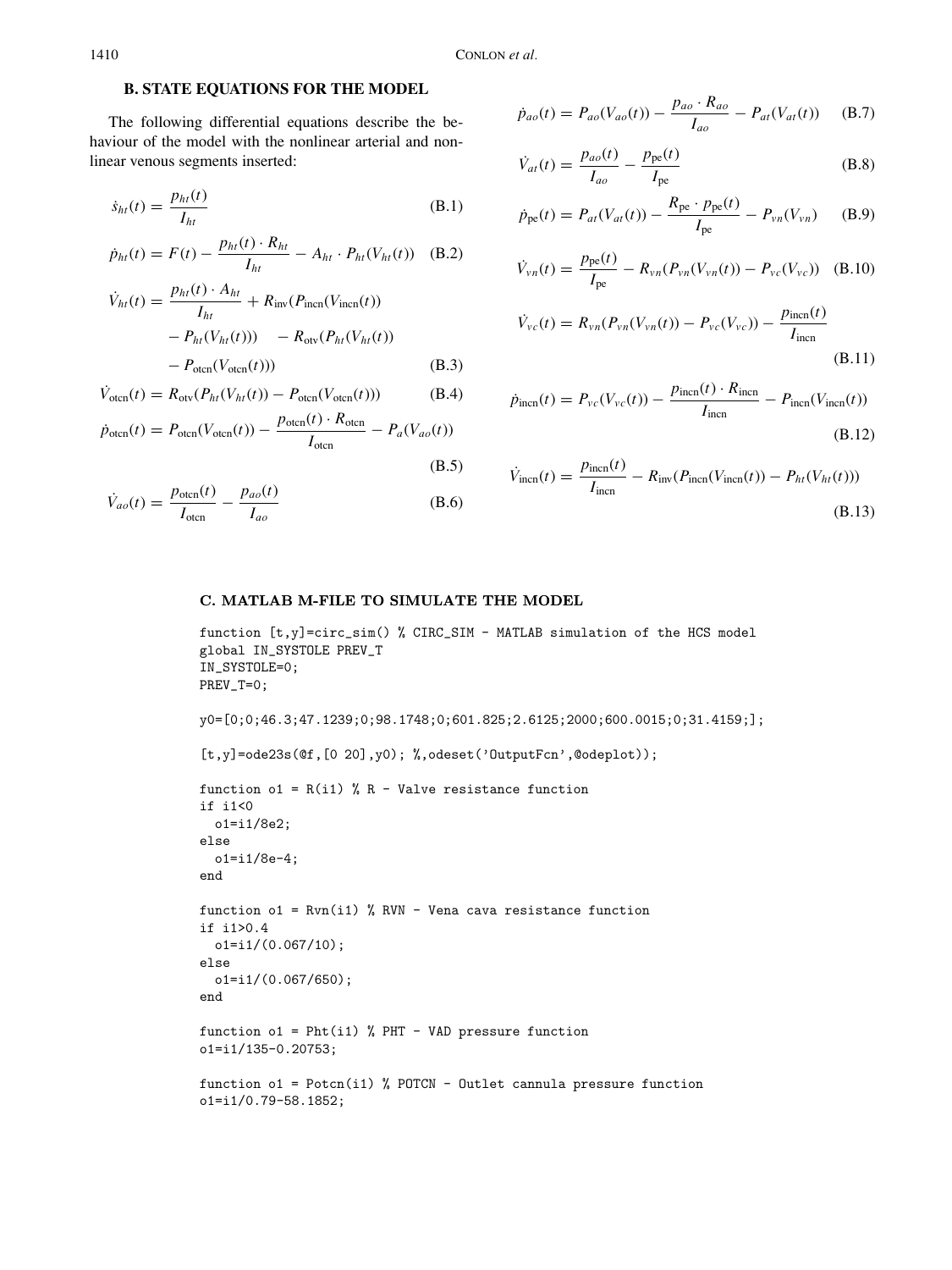## B. STATE EQUATIONS FOR THE MODEL

The following differential equations describe the behaviour of the model with the nonlinear arterial and nonlinear venous segments inserted:

$$\dot{s}_{ht}(t) = \frac{p_{ht}(t)}{I_{ht}} \tag{B.1}$$

$$\dot{p}_{ht}(t) = F(t) - \frac{p_{ht}(t) \cdot R_{ht}}{I_{ht}} - A_{ht} \cdot P_{ht}(V_{ht}(t)) \tag{B.2}$$

$$\begin{aligned} \dot{V}_{ht}(t) = {} & \frac{p_{ht}(t) \cdot A_{ht}}{I_{ht}} + R_{\text{inv}}(P_{\text{incn}}(V_{\text{incn}}(t)) \\ & - P_{ht}(V_{ht}(t))) \quad - R_{\text{otv}}(P_{ht}(V_{ht}(t)) \\ & - P_{\text{otcn}}(V_{\text{otcn}}(t))) \end{aligned} \tag{B.3}$$

$$\dot{V}_{\text{otcn}}(t) = R_{\text{otv}}(P_{ht}(V_{ht}(t)) - P_{\text{otcn}}(V_{\text{otcn}}(t))) \tag{B.4}$$

$$\dot{p}_{\text{otcn}}(t) = P_{\text{otcn}}(V_{\text{otcn}}(t)) - \frac{p_{\text{otcn}}(t) \cdot R_{\text{otcn}}}{I_{\text{otcn}}} - P_a(V_{ao}(t)) \tag{B.5}$$

$$\dot{V}_{ao}(t) = \frac{p_{\text{otcn}}(t)}{I_{\text{otcn}}} - \frac{p_{ao}(t)}{I_{ao}} \tag{B.6}$$

$$\dot{p}_{ao}(t) = P_{ao}(V_{ao}(t)) - \frac{p_{ao} \cdot R_{ao}}{I_{ao}} - P_{at}(V_{at}(t)) \tag{B.7}$$

$$\dot{V}_{at}(t) = \frac{p_{ao}(t)}{I_{ao}} - \frac{p_{\text{pe}}(t)}{I_{\text{pe}}} \tag{B.8}$$

$$\dot{p}_{\text{pe}}(t) = P_{at}(V_{at}(t)) - \frac{R_{\text{pe}} \cdot p_{\text{pe}}(t)}{I_{\text{pe}}} - P_{vn}(V_{vn}) \tag{B.9}$$

$$\dot{V}_{vn}(t) = \frac{p_{\text{pe}}(t)}{I_{\text{pe}}} - R_{vn}(P_{vn}(V_{vn}(t)) - P_{vc}(V_{vc})) \tag{B.10}$$

$$\dot{V}_{vc}(t) = R_{vn}(P_{vn}(V_{vn}(t)) - P_{vc}(V_{vc})) - \frac{p_{\text{incn}}(t)}{I_{\text{incn}}} \tag{B.11}$$

$$\dot{p}_{\text{incn}}(t) = P_{vc}(V_{vc}(t)) - \frac{p_{\text{incn}}(t) \cdot R_{\text{incn}}}{I_{\text{incn}}} - P_{\text{incn}}(V_{\text{incn}}(t)) \tag{B.12}$$

$$\dot{V}_{\text{incn}}(t) = \frac{p_{\text{incn}}(t)}{I_{\text{incn}}} - R_{\text{inv}}(P_{\text{incn}}(V_{\text{incn}}(t)) - P_{ht}(V_{ht}(t))) \tag{B.13}$$

## C. MATLAB M-FILE TO SIMULATE THE MODEL

```
function [t,y]=circ_sim() % CIRC_SIM - MATLAB simulation of the HCS model
global IN_SYSTOLE PREV_T
IN_SYSTOLE=0;
PREV_T=0;

y0=[0;0;46.3;47.1239;0;98.1748;0;601.825;2.6125;2000;600.0015;0;31.4159;];

[t,y]=ode23s(@f,[0 20],y0); %,odeset('OutputFcn',@odeplot));

function o1 = R(i1) % R - Valve resistance function
if i1<0
  o1=i1/8e2;
else
  o1=i1/8e-4;
end

function o1 = Rvn(i1) % RVN - Vena cava resistance function
if i1>0.4
  o1=i1/(0.067/10);
else
  o1=i1/(0.067/650);
end

function o1 = Pht(i1) % PHT - VAD pressure function
o1=i1/135-0.20753;

function o1 = Potcn(i1) % POTCN - Outlet cannula pressure function
o1=i1/0.79-58.1852;
```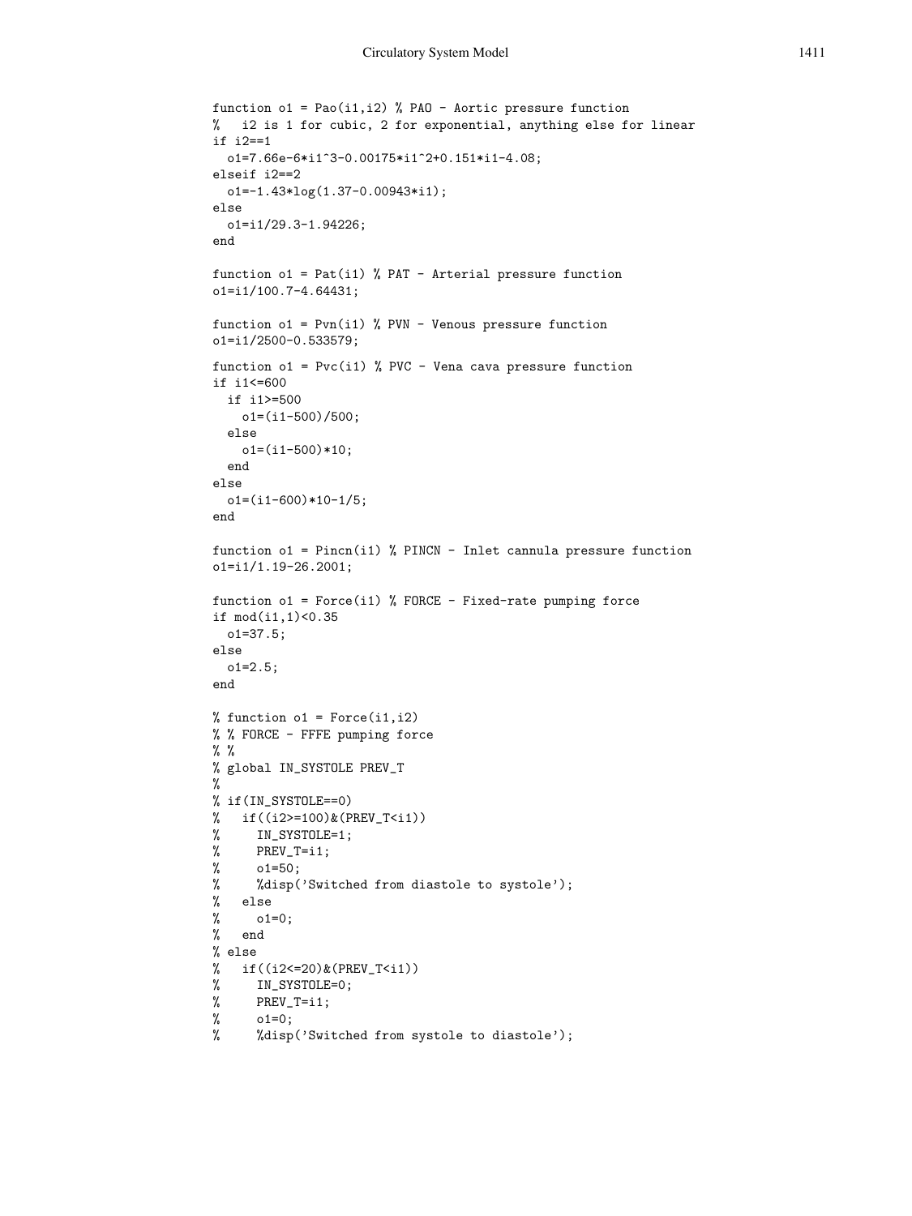```
function o1 = Pao(i1,i2) % PAO - Aortic pressure function
%   i2 is 1 for cubic, 2 for exponential, anything else for linear
if i2==1
  o1=7.66e-6*i1^3-0.00175*i1^2+0.151*i1-4.08;
elseif i2==2
  o1=-1.43*log(1.37-0.00943*i1);
else
  o1=i1/29.3-1.94226;
end

function o1 = Pat(i1) % PAT - Arterial pressure function
o1=i1/100.7-4.64431;

function o1 = Pvn(i1) % PVN - Venous pressure function
o1=i1/2500-0.533579;

function o1 = Pvc(i1) % PVC - Vena cava pressure function
if i1<=600
  if i1>=500
    o1=(i1-500)/500;
  else
    o1=(i1-500)*10;
  end
else
  o1=(i1-600)*10-1/5;
end

function o1 = Pincn(i1) % PINCN - Inlet cannula pressure function
o1=i1/1.19-26.2001;

function o1 = Force(i1) % FORCE - Fixed-rate pumping force
if mod(i1,1)<0.35
  o1=37.5;
else
  o1=2.5;
end

% function o1 = Force(i1,i2)
% % FORCE - FFFE pumping force
% %
% global IN_SYSTOLE PREV_T
%
% if(IN_SYSTOLE==0)
%   if((i2>=100)&(PREV_T<i1))
%     IN_SYSTOLE=1;
%     PREV_T=i1;
%     o1=50;
%     %disp('Switched from diastole to systole');
%   else
%     o1=0;
%   end
% else
%   if((i2<=20)&(PREV_T<i1))
%     IN_SYSTOLE=0;
%     PREV_T=i1;
%     o1=0;
%     %disp('Switched from systole to diastole');
```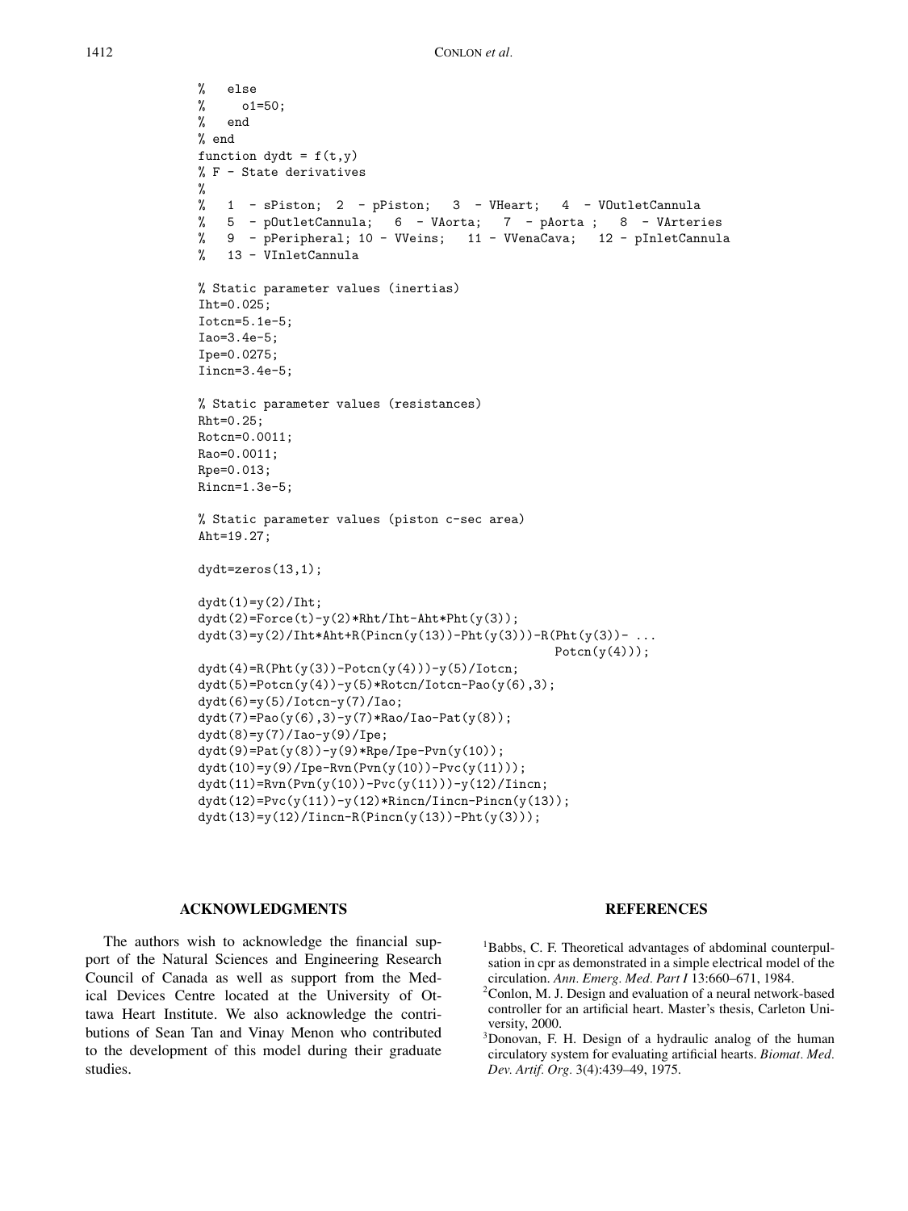```
%   else
%     o1=50;
%   end
% end
function dydt = f(t,y)
% F - State derivatives
%
%   1  - sPiston;  2  - pPiston;   3  - VHeart;   4  - VOutletCannula
%   5  - pOutletCannula;   6  - VAorta;   7  - pAorta ;   8  - VArteries
%   9  - pPeripheral; 10 - VVeins;   11 - VVenaCava;   12 - pInletCannula
%   13 - VInletCannula

% Static parameter values (inertias)
Iht=0.025;
Iotcn=5.1e-5;
Iao=3.4e-5;
Ipe=0.0275;
Iincn=3.4e-5;

% Static parameter values (resistances)
Rht=0.25;
Rotcn=0.0011;
Rao=0.0011;
Rpe=0.013;
Rincn=1.3e-5;

% Static parameter values (piston c-sec area)
Aht=19.27;

dydt=zeros(13,1);

dydt(1)=y(2)/Iht;
dydt(2)=Force(t)-y(2)*Rht/Iht-Aht*Pht(y(3));
dydt(3)=y(2)/Iht*Aht+R(Pincn(y(13))-Pht(y(3)))-R(Pht(y(3))- ...
                                                    Potcn(y(4)));
dydt(4)=R(Pht(y(3))-Potcn(y(4)))-y(5)/Iotcn;
dydt(5)=Potcn(y(4))-y(5)*Rotcn/Iotcn-Pao(y(6),3);
dydt(6)=y(5)/Iotcn-y(7)/Iao;
dydt(7)=Pao(y(6),3)-y(7)*Rao/Iao-Pat(y(8));
dydt(8)=y(7)/Iao-y(9)/Ipe;
dydt(9)=Pat(y(8))-y(9)*Rpe/Ipe-Pvn(y(10));
dydt(10)=y(9)/Ipe-Rvn(Pvn(y(10))-Pvc(y(11)));
dydt(11)=Rvn(Pvn(y(10))-Pvc(y(11)))-y(12)/Iincn;
dydt(12)=Pvc(y(11))-y(12)*Rincn/Iincn-Pincn(y(13));
dydt(13)=y(12)/Iincn-R(Pincn(y(13))-Pht(y(3)));
```

## ACKNOWLEDGMENTS

The authors wish to acknowledge the financial support of the Natural Sciences and Engineering Research Council of Canada as well as support from the Medical Devices Centre located at the University of Ottawa Heart Institute. We also acknowledge the contributions of Sean Tan and Vinay Menon who contributed to the development of this model during their graduate studies.

## REFERENCES

[1] Babbs, C. F. Theoretical advantages of abdominal counterpulsation in cpr as demonstrated in a simple electrical model of the circulation. *Ann. Emerg. Med. Part I* 13:660–671, 1984.

[2] Conlon, M. J. Design and evaluation of a neural network-based controller for an artificial heart. Master's thesis, Carleton University, 2000.

[3] Donovan, F. H. Design of a hydraulic analog of the human circulatory system for evaluating artificial hearts. *Biomat. Med. Dev. Artif. Org.* 3(4):439–49, 1975.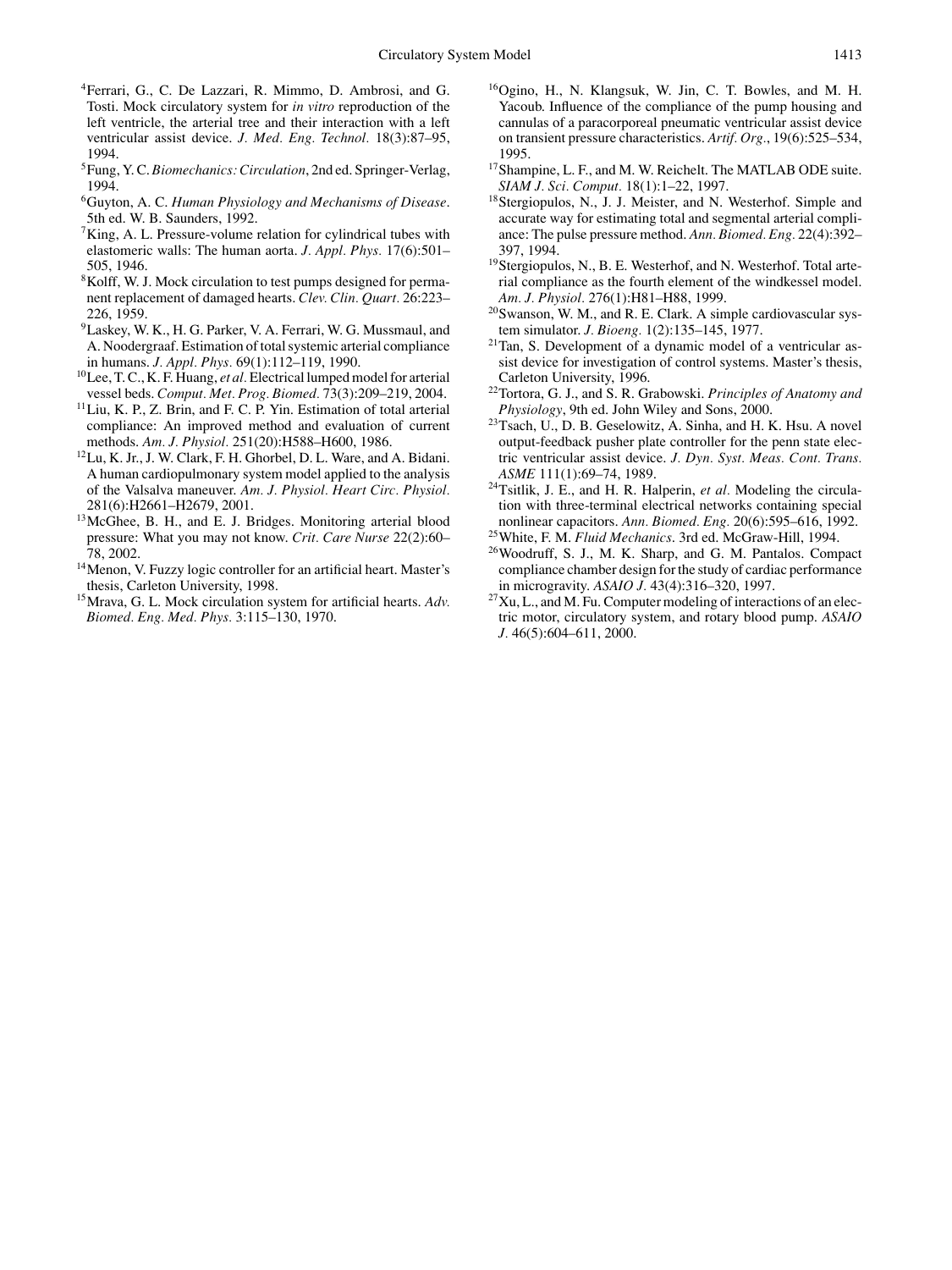[4] Ferrari, G., C. De Lazzari, R. Mimmo, D. Ambrosi, and G. Tosti. Mock circulatory system for *in vitro* reproduction of the left ventricle, the arterial tree and their interaction with a left ventricular assist device. *J. Med. Eng. Technol.* 18(3):87–95, 1994.

[5] Fung, Y. C. *Biomechanics: Circulation*, 2nd ed. Springer-Verlag, 1994.

[6] Guyton, A. C. *Human Physiology and Mechanisms of Disease*. 5th ed. W. B. Saunders, 1992.

[7] King, A. L. Pressure-volume relation for cylindrical tubes with elastomeric walls: The human aorta. *J. Appl. Phys.* 17(6):501–505, 1946.

[8] Kolff, W. J. Mock circulation to test pumps designed for permanent replacement of damaged hearts. *Clev. Clin. Quart.* 26:223–226, 1959.

[9] Laskey, W. K., H. G. Parker, V. A. Ferrari, W. G. Mussmaul, and A. Noodergraaf. Estimation of total systemic arterial compliance in humans. *J. Appl. Phys.* 69(1):112–119, 1990.

[10] Lee, T. C., K. F. Huang, *et al.* Electrical lumped model for arterial vessel beds. *Comput. Met. Prog. Biomed.* 73(3):209–219, 2004.

[11] Liu, K. P., Z. Brin, and F. C. P. Yin. Estimation of total arterial compliance: An improved method and evaluation of current methods. *Am. J. Physiol.* 251(20):H588–H600, 1986.

[12] Lu, K. Jr., J. W. Clark, F. H. Ghorbel, D. L. Ware, and A. Bidani. A human cardiopulmonary system model applied to the analysis of the Valsalva maneuver. *Am. J. Physiol. Heart Circ. Physiol.* 281(6):H2661–H2679, 2001.

[13] McGhee, B. H., and E. J. Bridges. Monitoring arterial blood pressure: What you may not know. *Crit. Care Nurse* 22(2):60–78, 2002.

[14] Menon, V. Fuzzy logic controller for an artificial heart. Master's thesis, Carleton University, 1998.

[15] Mrava, G. L. Mock circulation system for artificial hearts. *Adv. Biomed. Eng. Med. Phys.* 3:115–130, 1970.

[16] Ogino, H., N. Klangsuk, W. Jin, C. T. Bowles, and M. H. Yacoub. Influence of the compliance of the pump housing and cannulas of a paracorporeal pneumatic ventricular assist device on transient pressure characteristics. *Artif. Org.*, 19(6):525–534, 1995.

[17] Shampine, L. F., and M. W. Reichelt. The MATLAB ODE suite. *SIAM J. Sci. Comput.* 18(1):1–22, 1997.

[18] Stergiopulos, N., J. J. Meister, and N. Westerhof. Simple and accurate way for estimating total and segmental arterial compliance: The pulse pressure method. *Ann. Biomed. Eng.* 22(4):392–397, 1994.

[19] Stergiopulos, N., B. E. Westerhof, and N. Westerhof. Total arterial compliance as the fourth element of the windkessel model. *Am. J. Physiol.* 276(1):H81–H88, 1999.

[20] Swanson, W. M., and R. E. Clark. A simple cardiovascular system simulator. *J. Bioeng.* 1(2):135–145, 1977.

[21] Tan, S. Development of a dynamic model of a ventricular assist device for investigation of control systems. Master's thesis, Carleton University, 1996.

[22] Tortora, G. J., and S. R. Grabowski. *Principles of Anatomy and Physiology*, 9th ed. John Wiley and Sons, 2000.

[23] Tsach, U., D. B. Geselowitz, A. Sinha, and H. K. Hsu. A novel output-feedback pusher plate controller for the penn state electric ventricular assist device. *J. Dyn. Syst. Meas. Cont. Trans. ASME* 111(1):69–74, 1989.

[24] Tsitlik, J. E., and H. R. Halperin, *et al.* Modeling the circulation with three-terminal electrical networks containing special nonlinear capacitors. *Ann. Biomed. Eng.* 20(6):595–616, 1992.

[25] White, F. M. *Fluid Mechanics*. 3rd ed. McGraw-Hill, 1994.

[26] Woodruff, S. J., M. K. Sharp, and G. M. Pantalos. Compact compliance chamber design for the study of cardiac performance in microgravity. *ASAIO J.* 43(4):316–320, 1997.

[27] Xu, L., and M. Fu. Computer modeling of interactions of an electric motor, circulatory system, and rotary blood pump. *ASAIO J.* 46(5):604–611, 2000.